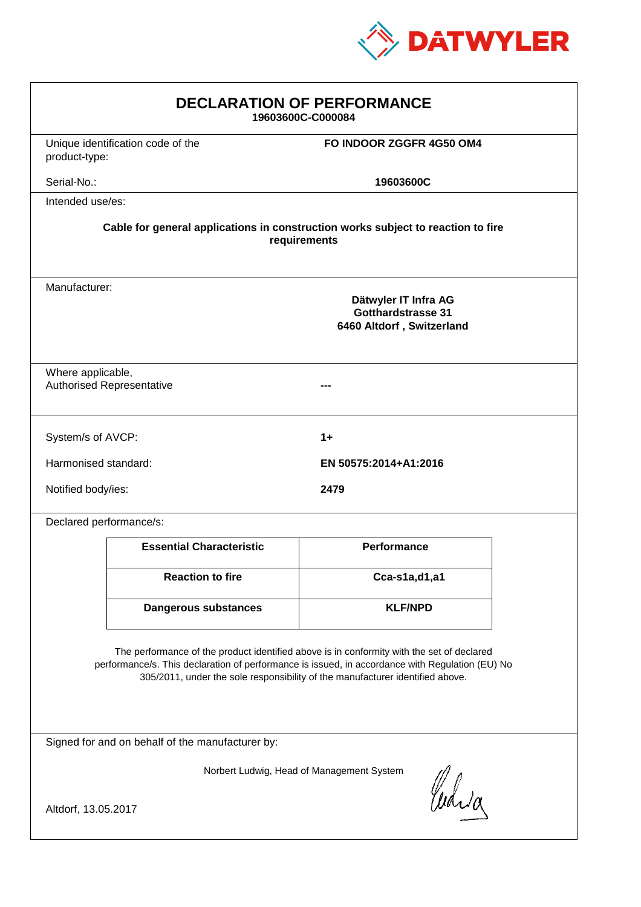# DECLARATION OF PERFORMANCE

**19603600C-C000084**

| Unique identification code of the product-type: | **FO INDOOR ZGGFR 4G50 OM4** |
| --- | --- |
| Serial-No.: | **19603600C** |

Intended use/es:

**Cable for general applications in construction works subject to reaction to fire requirements**

Manufacturer:

**Dätwyler IT Infra AG**
**Gotthardstrasse 31**
**6460 Altdorf , Switzerland**

Where applicable,
Authorised Representative: ---

| | |
| --- | --- |
| System/s of AVCP: | **1+** |
| Harmonised standard: | **EN 50575:2014+A1:2016** |
| Notified body/ies: | **2479** |

Declared performance/s:

| Essential Characteristic | Performance |
| --- | --- |
| **Reaction to fire** | **Cca-s1a,d1,a1** |
| **Dangerous substances** | **KLF/NPD** |

The performance of the product identified above is in conformity with the set of declared performance/s. This declaration of performance is issued, in accordance with Regulation (EU) No 305/2011, under the sole responsibility of the manufacturer identified above.

Signed for and on behalf of the manufacturer by:

Norbert Ludwig, Head of Management System

Altdorf, 13.05.2017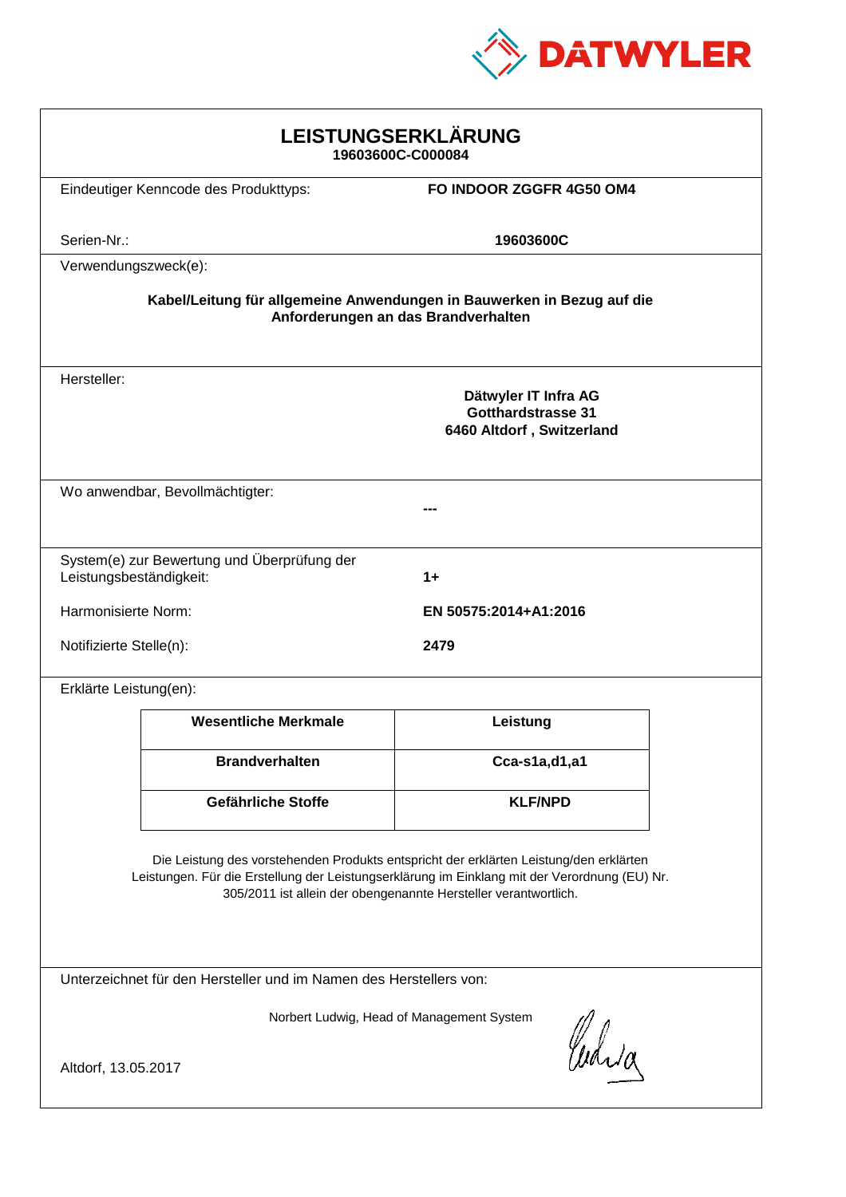DATWYLER

# LEISTUNGSERKLÄRUNG

**19603600C-C000084**

Eindeutiger Kenncode des Produkttyps: **FO INDOOR ZGGFR 4G50 OM4**

Serien-Nr.: **19603600C**

Verwendungszweck(e):

**Kabel/Leitung für allgemeine Anwendungen in Bauwerken in Bezug auf die Anforderungen an das Brandverhalten**

Hersteller:

**Dätwyler IT Infra AG**
**Gotthardstrasse 31**
**6460 Altdorf , Switzerland**

Wo anwendbar, Bevollmächtigter: **---**

System(e) zur Bewertung und Überprüfung der Leistungsbeständigkeit: **1+**

Harmonisierte Norm: **EN 50575:2014+A1:2016**

Notifizierte Stelle(n): **2479**

Erklärte Leistung(en):

| Wesentliche Merkmale | Leistung |
|---|---|
| **Brandverhalten** | **Cca-s1a,d1,a1** |
| **Gefährliche Stoffe** | **KLF/NPD** |

Die Leistung des vorstehenden Produkts entspricht der erklärten Leistung/den erklärten Leistungen. Für die Erstellung der Leistungserklärung im Einklang mit der Verordnung (EU) Nr. 305/2011 ist allein der obengenannte Hersteller verantwortlich.

Unterzeichnet für den Hersteller und im Namen des Herstellers von:

Norbert Ludwig, Head of Management System

Altdorf, 13.05.2017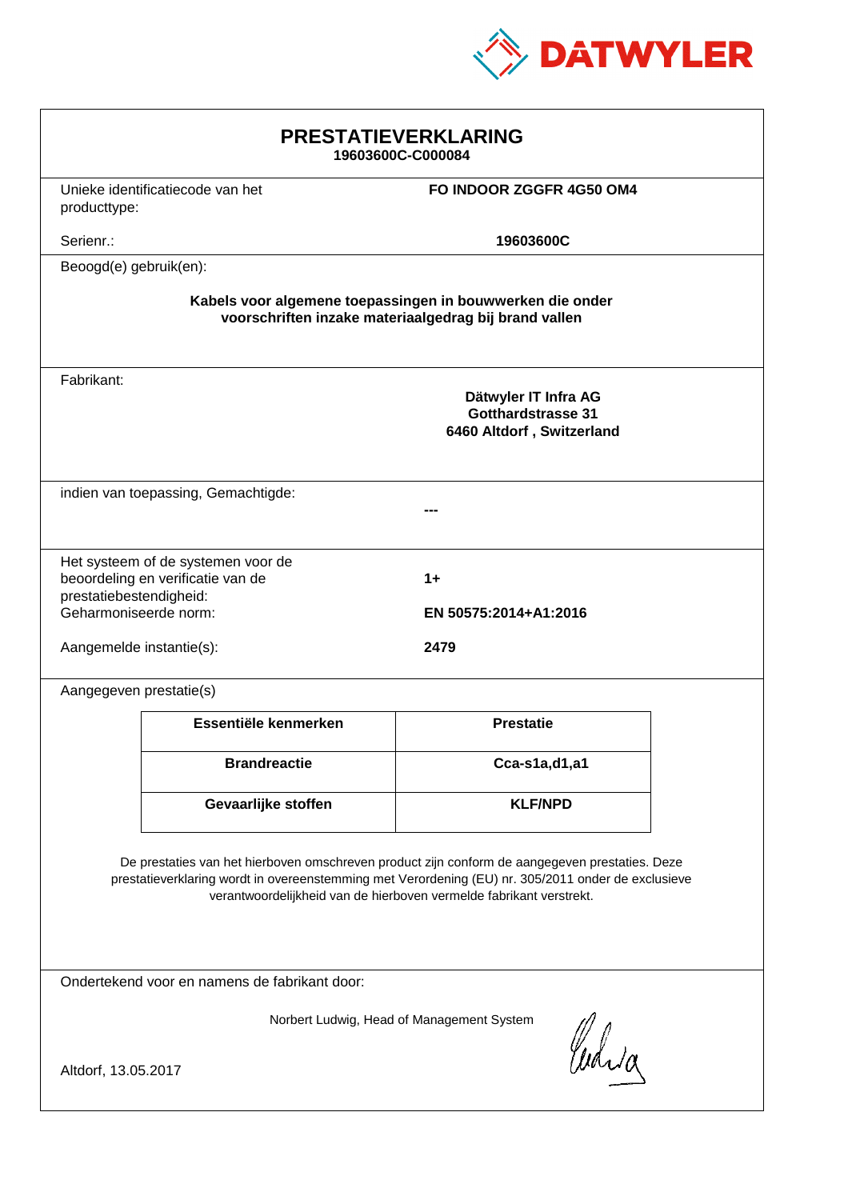# PRESTATIEVERKLARING

**19603600C-C000084**

Unieke identificatiecode van het producttype: **FO INDOOR ZGGFR 4G50 OM4**

Serienr.: **19603600C**

Beoogd(e) gebruik(en):

**Kabels voor algemene toepassingen in bouwwerken die onder voorschriften inzake materiaalgedrag bij brand vallen**

Fabrikant:

**Dätwyler IT Infra AG**
**Gotthardstrasse 31**
**6460 Altdorf , Switzerland**

indien van toepassing, Gemachtigde:

**---**

Het systeem of de systemen voor de beoordeling en verificatie van de prestatiebestendigheid: **1+**

Geharmoniseerde norm: **EN 50575:2014+A1:2016**

Aangemelde instantie(s): **2479**

Aangegeven prestatie(s)

| Essentiële kenmerken | Prestatie |
|---|---|
| **Brandreactie** | **Cca-s1a,d1,a1** |
| **Gevaarlijke stoffen** | **KLF/NPD** |

De prestaties van het hierboven omschreven product zijn conform de aangegeven prestaties. Deze prestatieverklaring wordt in overeenstemming met Verordening (EU) nr. 305/2011 onder de exclusieve verantwoordelijkheid van de hierboven vermelde fabrikant verstrekt.

Ondertekend voor en namens de fabrikant door:

Norbert Ludwig, Head of Management System

Altdorf, 13.05.2017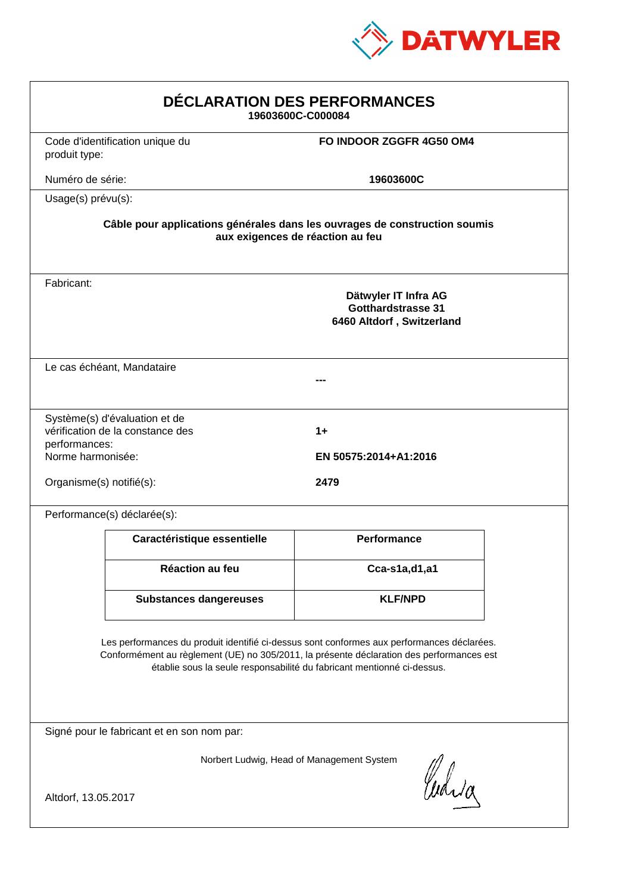DATWYLER

# DÉCLARATION DES PERFORMANCES

**19603600C-C000084**

Code d'identification unique du produit type: **FO INDOOR ZGGFR 4G50 OM4**

Numéro de série: **19603600C**

Usage(s) prévu(s):

**Câble pour applications générales dans les ouvrages de construction soumis aux exigences de réaction au feu**

Fabricant:

**Dätwyler IT Infra AG**
**Gotthardstrasse 31**
**6460 Altdorf , Switzerland**

Le cas échéant, Mandataire

**---**

Système(s) d'évaluation et de vérification de la constance des performances: **1+**

Norme harmonisée: **EN 50575:2014+A1:2016**

Organisme(s) notifié(s): **2479**

Performance(s) déclarée(s):

| Caractéristique essentielle | Performance |
|---|---|
| Réaction au feu | Cca-s1a,d1,a1 |
| Substances dangereuses | KLF/NPD |

Les performances du produit identifié ci-dessus sont conformes aux performances déclarées. Conformément au règlement (UE) no 305/2011, la présente déclaration des performances est établie sous la seule responsabilité du fabricant mentionné ci-dessus.

Signé pour le fabricant et en son nom par:

Norbert Ludwig, Head of Management System

Altdorf, 13.05.2017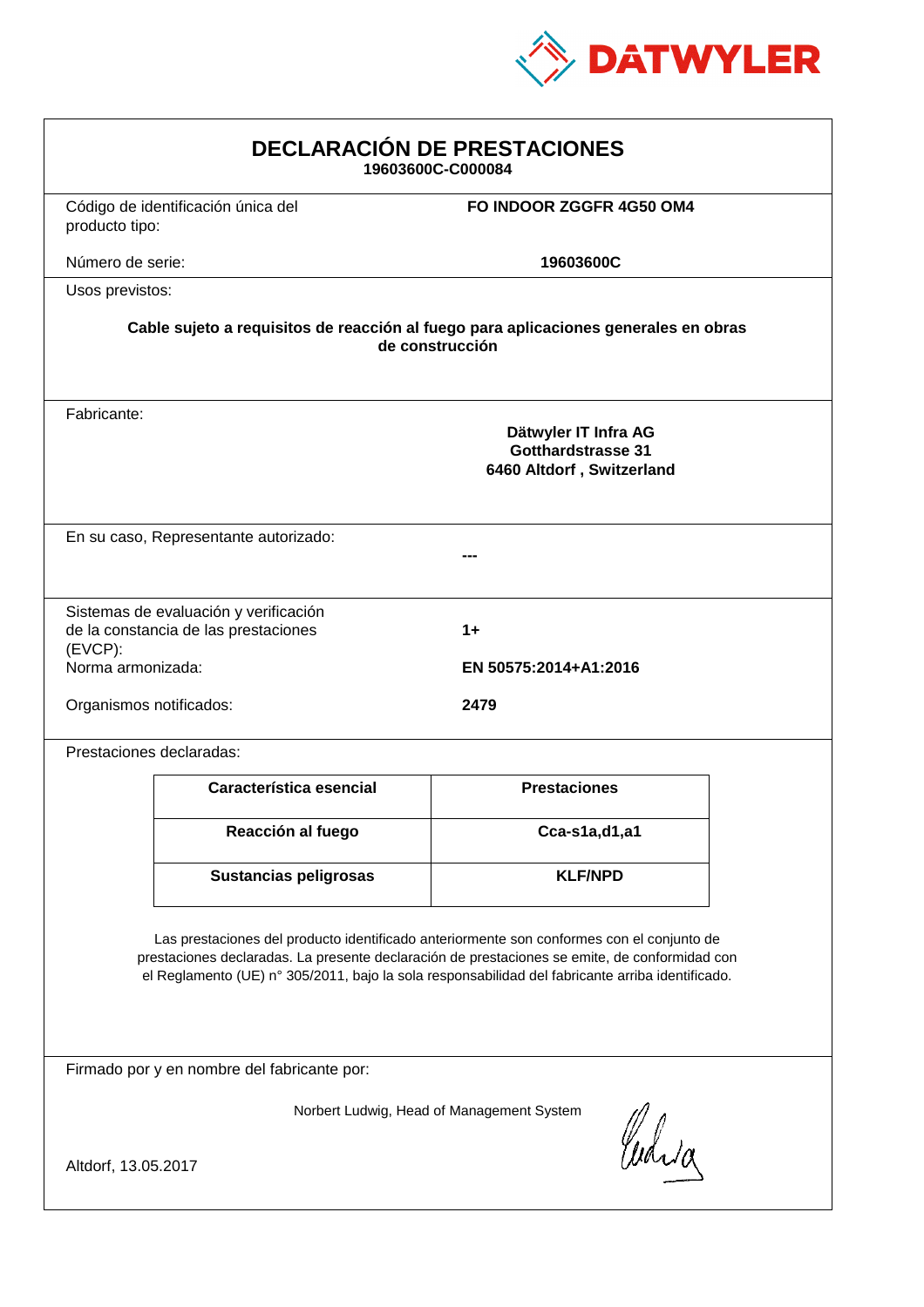DATWYLER

# DECLARACIÓN DE PRESTACIONES

**19603600C-C000084**

| | |
|---|---|
| Código de identificación única del producto tipo: | **FO INDOOR ZGGFR 4G50 OM4** |
| Número de serie: | **19603600C** |

Usos previstos:

**Cable sujeto a requisitos de reacción al fuego para aplicaciones generales en obras de construcción**

Fabricante:

**Dätwyler IT Infra AG**
**Gotthardstrasse 31**
**6460 Altdorf , Switzerland**

En su caso, Representante autorizado:

**---**

| | |
|---|---|
| Sistemas de evaluación y verificación de la constancia de las prestaciones (EVCP): | **1+** |
| Norma armonizada: | **EN 50575:2014+A1:2016** |
| Organismos notificados: | **2479** |

Prestaciones declaradas:

| Característica esencial | Prestaciones |
|---|---|
| **Reacción al fuego** | **Cca-s1a,d1,a1** |
| **Sustancias peligrosas** | **KLF/NPD** |

Las prestaciones del producto identificado anteriormente son conformes con el conjunto de prestaciones declaradas. La presente declaración de prestaciones se emite, de conformidad con el Reglamento (UE) n° 305/2011, bajo la sola responsabilidad del fabricante arriba identificado.

Firmado por y en nombre del fabricante por:

Norbert Ludwig, Head of Management System

Altdorf, 13.05.2017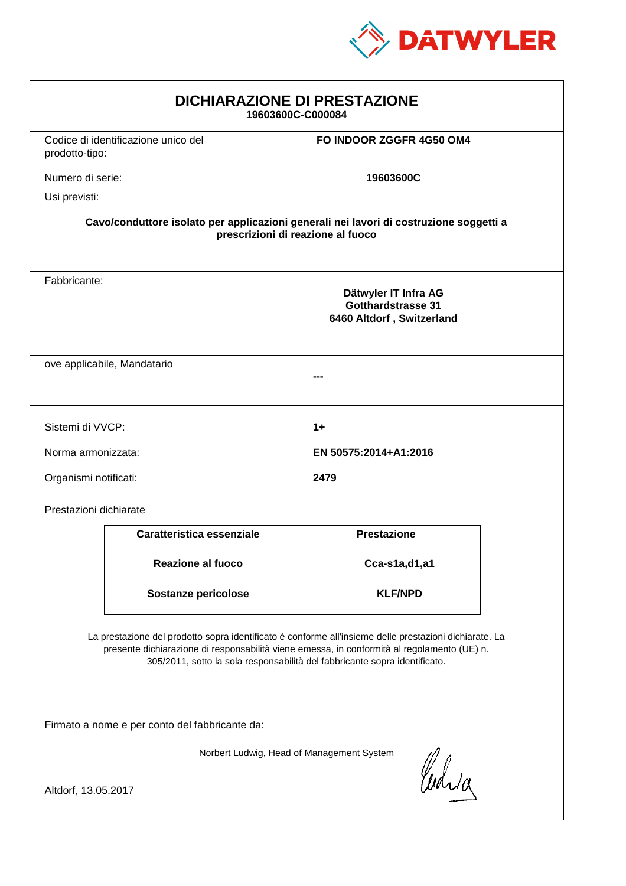DATWYLER

# DICHIARAZIONE DI PRESTAZIONE

**19603600C-C000084**

Codice di identificazione unico del prodotto-tipo: **FO INDOOR ZGGFR 4G50 OM4**

Numero di serie: **19603600C**

Usi previsti:

**Cavo/conduttore isolato per applicazioni generali nei lavori di costruzione soggetti a prescrizioni di reazione al fuoco**

Fabbricante:

**Dätwyler IT Infra AG**
**Gotthardstrasse 31**
**6460 Altdorf , Switzerland**

ove applicabile, Mandatario

**---**

Sistemi di VVCP: **1+**

Norma armonizzata: **EN 50575:2014+A1:2016**

Organismi notificati: **2479**

Prestazioni dichiarate

| Caratteristica essenziale | Prestazione |
|---|---|
| **Reazione al fuoco** | **Cca-s1a,d1,a1** |
| **Sostanze pericolose** | **KLF/NPD** |

La prestazione del prodotto sopra identificato è conforme all'insieme delle prestazioni dichiarate. La presente dichiarazione di responsabilità viene emessa, in conformità al regolamento (UE) n. 305/2011, sotto la sola responsabilità del fabbricante sopra identificato.

Firmato a nome e per conto del fabbricante da:

Norbert Ludwig, Head of Management System

Altdorf, 13.05.2017